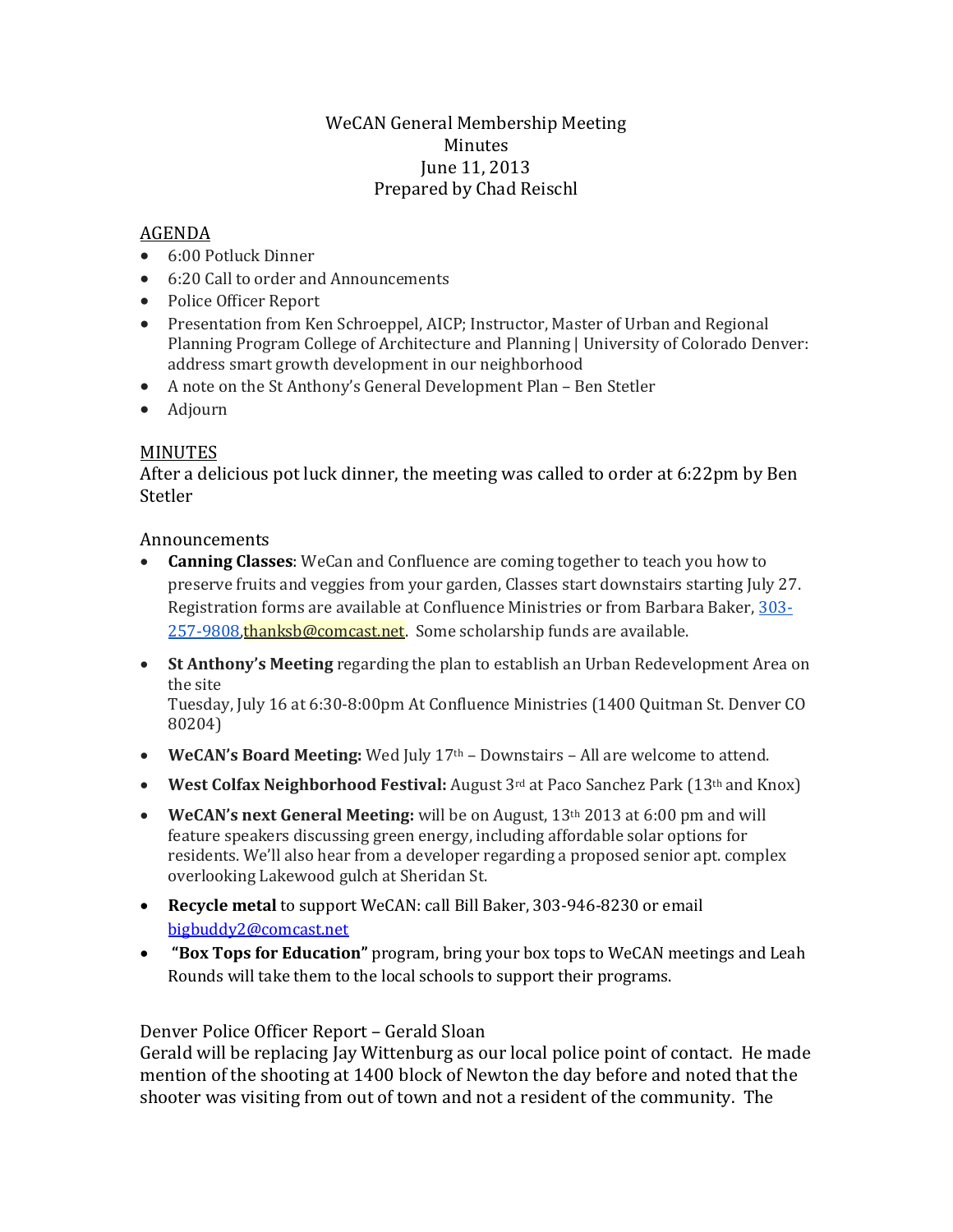WeCAN General Membership Meeting
Minutes
June 11, 2013
Prepared by Chad Reischl

AGENDA

- 6:00 Potluck Dinner
- 6:20 Call to order and Announcements
- Police Officer Report
- Presentation from Ken Schroeppel, AICP; Instructor, Master of Urban and Regional Planning Program College of Architecture and Planning | University of Colorado Denver: address smart growth development in our neighborhood
- A note on the St Anthony's General Development Plan – Ben Stetler
- Adjourn

MINUTES

After a delicious pot luck dinner, the meeting was called to order at 6:22pm by Ben Stetler

Announcements

- **Canning Classes**: WeCan and Confluence are coming together to teach you how to preserve fruits and veggies from your garden, Classes start downstairs starting July 27. Registration forms are available at Confluence Ministries or from Barbara Baker, 303-257-9808,thanksb@comcast.net. Some scholarship funds are available.
- **St Anthony's Meeting** regarding the plan to establish an Urban Redevelopment Area on the site
  Tuesday, July 16 at 6:30-8:00pm At Confluence Ministries (1400 Quitman St. Denver CO 80204)
- **WeCAN's Board Meeting:** Wed July 17th – Downstairs – All are welcome to attend.
- **West Colfax Neighborhood Festival:** August 3rd at Paco Sanchez Park (13th and Knox)
- **WeCAN's next General Meeting:** will be on August, 13th 2013 at 6:00 pm and will feature speakers discussing green energy, including affordable solar options for residents. We'll also hear from a developer regarding a proposed senior apt. complex overlooking Lakewood gulch at Sheridan St.
- **Recycle metal** to support WeCAN: call Bill Baker, 303-946-8230 or email bigbuddy2@comcast.net
- **"Box Tops for Education"** program, bring your box tops to WeCAN meetings and Leah Rounds will take them to the local schools to support their programs.

Denver Police Officer Report – Gerald Sloan

Gerald will be replacing Jay Wittenburg as our local police point of contact. He made mention of the shooting at 1400 block of Newton the day before and noted that the shooter was visiting from out of town and not a resident of the community. The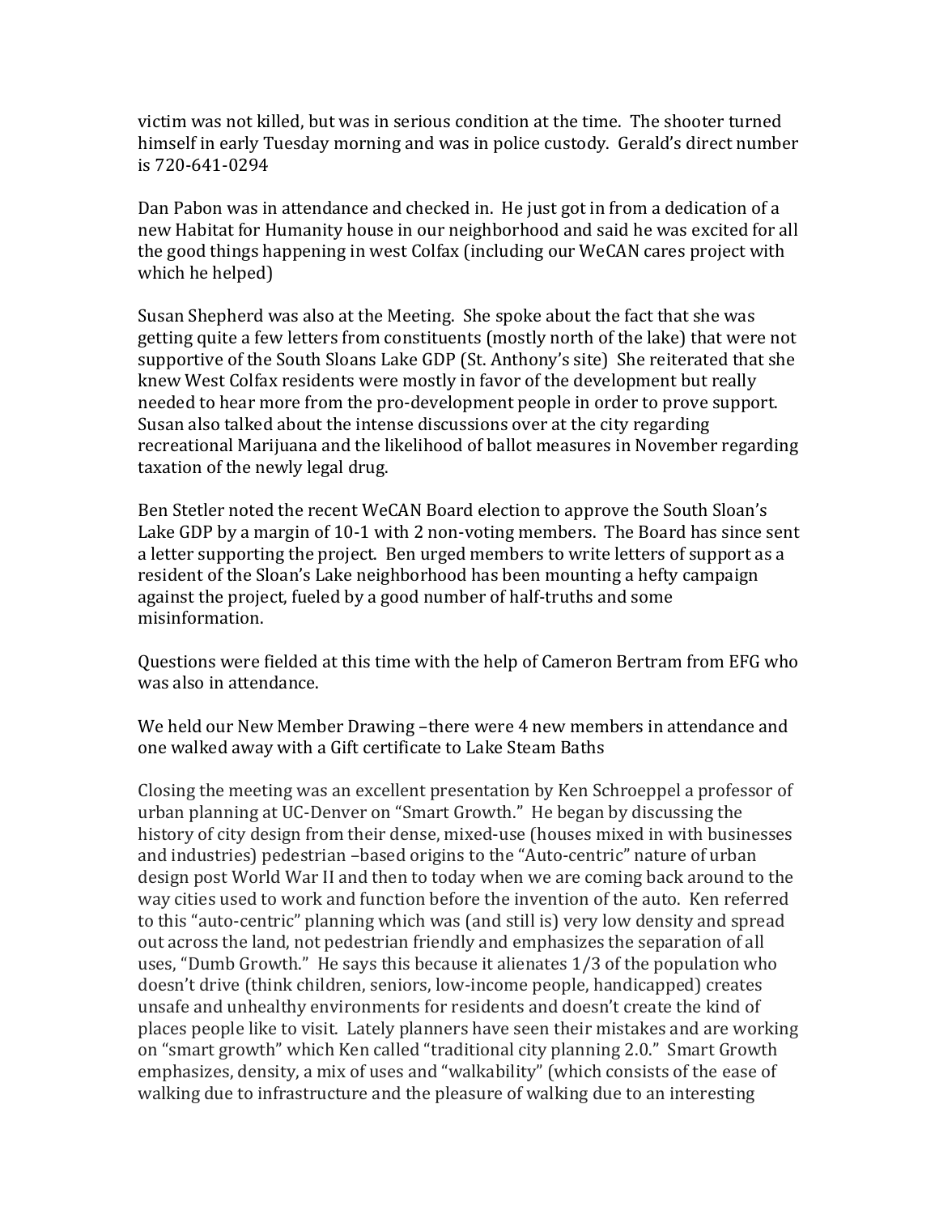victim was not killed, but was in serious condition at the time. The shooter turned himself in early Tuesday morning and was in police custody. Gerald's direct number is 720-641-0294

Dan Pabon was in attendance and checked in. He just got in from a dedication of a new Habitat for Humanity house in our neighborhood and said he was excited for all the good things happening in west Colfax (including our WeCAN cares project with which he helped)

Susan Shepherd was also at the Meeting. She spoke about the fact that she was getting quite a few letters from constituents (mostly north of the lake) that were not supportive of the South Sloans Lake GDP (St. Anthony's site) She reiterated that she knew West Colfax residents were mostly in favor of the development but really needed to hear more from the pro-development people in order to prove support. Susan also talked about the intense discussions over at the city regarding recreational Marijuana and the likelihood of ballot measures in November regarding taxation of the newly legal drug.

Ben Stetler noted the recent WeCAN Board election to approve the South Sloan's Lake GDP by a margin of 10-1 with 2 non-voting members. The Board has since sent a letter supporting the project. Ben urged members to write letters of support as a resident of the Sloan's Lake neighborhood has been mounting a hefty campaign against the project, fueled by a good number of half-truths and some misinformation.

Questions were fielded at this time with the help of Cameron Bertram from EFG who was also in attendance.

We held our New Member Drawing –there were 4 new members in attendance and one walked away with a Gift certificate to Lake Steam Baths

Closing the meeting was an excellent presentation by Ken Schroeppel a professor of urban planning at UC-Denver on "Smart Growth." He began by discussing the history of city design from their dense, mixed-use (houses mixed in with businesses and industries) pedestrian –based origins to the "Auto-centric" nature of urban design post World War II and then to today when we are coming back around to the way cities used to work and function before the invention of the auto. Ken referred to this "auto-centric" planning which was (and still is) very low density and spread out across the land, not pedestrian friendly and emphasizes the separation of all uses, "Dumb Growth." He says this because it alienates 1/3 of the population who doesn't drive (think children, seniors, low-income people, handicapped) creates unsafe and unhealthy environments for residents and doesn't create the kind of places people like to visit. Lately planners have seen their mistakes and are working on "smart growth" which Ken called "traditional city planning 2.0." Smart Growth emphasizes, density, a mix of uses and "walkability" (which consists of the ease of walking due to infrastructure and the pleasure of walking due to an interesting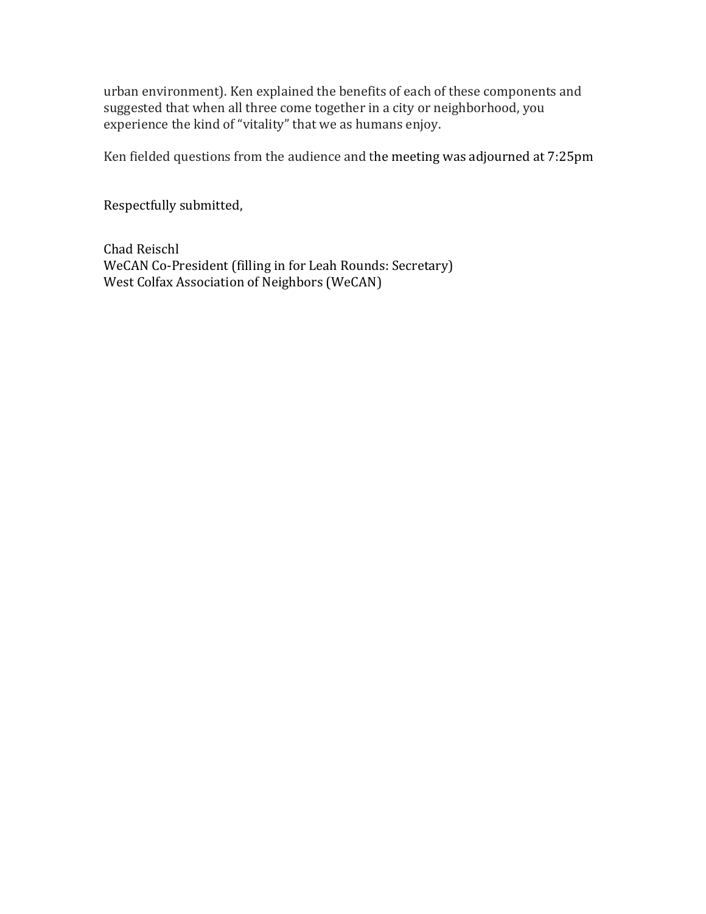urban environment). Ken explained the benefits of each of these components and suggested that when all three come together in a city or neighborhood, you experience the kind of "vitality" that we as humans enjoy.

Ken fielded questions from the audience and the meeting was adjourned at 7:25pm

Respectfully submitted,

Chad Reischl
WeCAN Co-President (filling in for Leah Rounds: Secretary)
West Colfax Association of Neighbors (WeCAN)